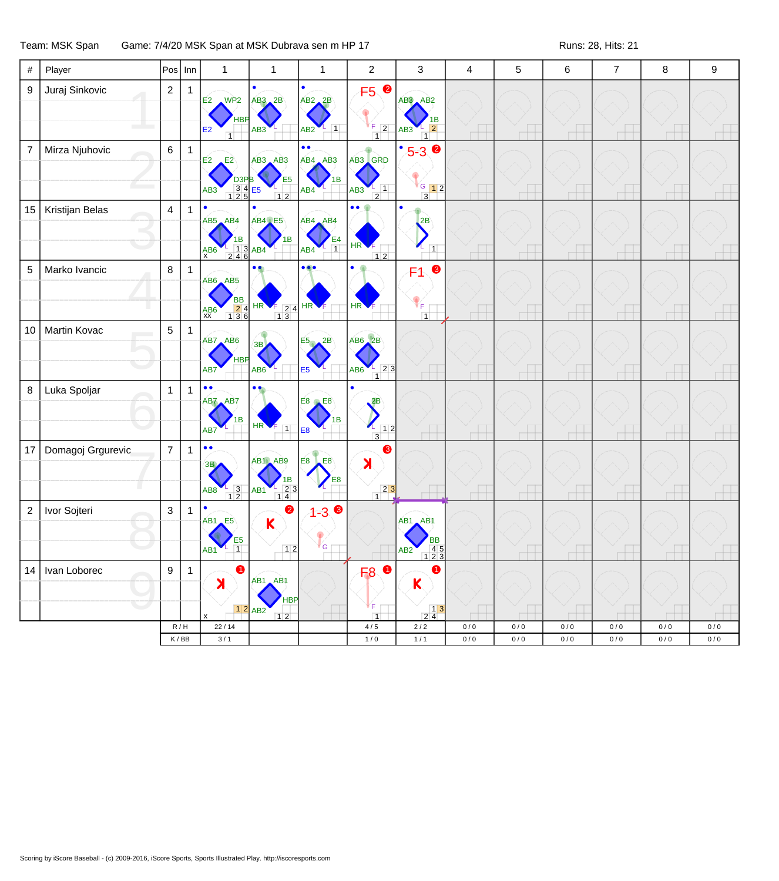Team: MSK Span Game: 7/4/20 MSK Span at MSK Dubrava sen m HP 17 Runs: 28, Hits: 21

| # | Player | Pos | Inn | 1 | 1 | 1 | 2 | 3 | 4 | 5 | 6 | 7 | 8 | 9 |
|---|---|---|---|---|---|---|---|---|---|---|---|---|---|---|
| 9 | Juraj Sinkovic | 2 | 1 | E2 WP2 HBP E2 | AB3 2B AB3 | AB2 2B AB2 | F5 2 | AB3 AB2 1B AB3 | | | | | | |
| 7 | Mirza Njuhovic | 6 | 1 | E2 E2 D3PB AB3 | AB3 AB3 E5 E5 | AB4 AB3 1B AB4 | AB3 GRD AB3 | 5-3 2 G | | | | | | |
| 15 | Kristijan Belas | 4 | 1 | AB5 AB4 1B AB6 | AB4 E5 1B AB4 | AB4 AB4 E4 AB4 | HR F | 2B | | | | | | |
| 5 | Marko Ivancic | 8 | 1 | AB6 AB5 BB AB6 | HR F | HR F | HR F | F1 3 F | | | | | | |
| 10 | Martin Kovac | 5 | 1 | AB7 AB6 HBP AB7 | 3B AB6 | E5 2B E5 | AB6 2B AB6 | | | | | | | |
| 8 | Luka Spoljar | 1 | 1 | AB7 AB7 1B AB7 | HR F | E8 E8 1B E8 | 2B | | | | | | | |
| 17 | Domagoj Grgurevic | 7 | 1 | 3B AB8 | AB1 AB9 1B AB1 | E8 E8 E8 | K 3 | | | | | | | |
| 2 | Ivor Sojteri | 3 | 1 | AB1 E5 E5 AB1 | K 2 | 1-3 3 G | | AB1 AB1 BB AB2 | | | | | | |
| 14 | Ivan Loborec | 9 | 1 | K 1 | AB1 AB1 HBP AB2 | | F8 1 F | K 1 | | | | | | |
| | | R / H | | 22 / 14 | | | 4 / 5 | 2 / 2 | 0 / 0 | 0 / 0 | 0 / 0 | 0 / 0 | 0 / 0 | 0 / 0 |
| | | K / BB | | 3 / 1 | | | 1 / 0 | 1 / 1 | 0 / 0 | 0 / 0 | 0 / 0 | 0 / 0 | 0 / 0 | 0 / 0 |

Scoring by iScore Baseball - (c) 2009-2016, iScore Sports, Sports Illustrated Play. http://iscoresports.com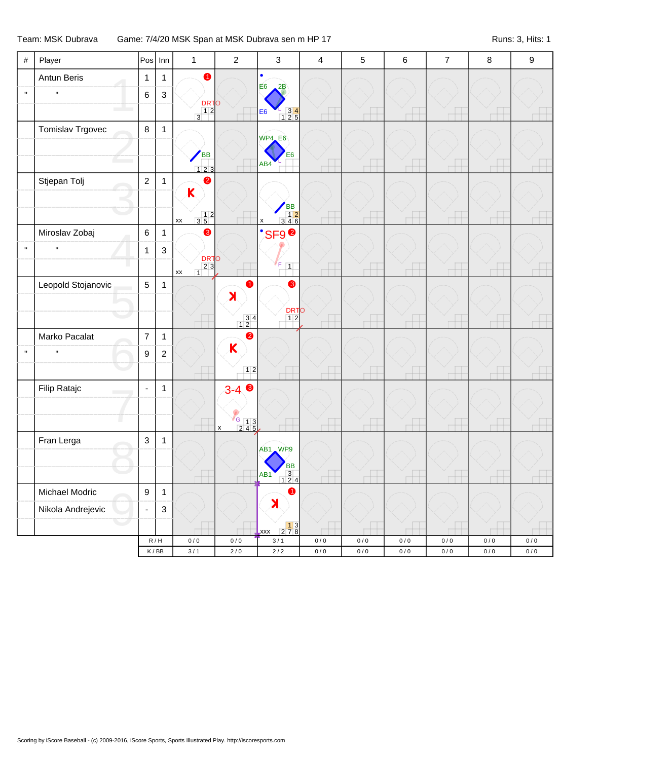Team: MSK Dubrava Game: 7/4/20 MSK Span at MSK Dubrava sen m HP 17 Runs: 3, Hits: 1

| # | Player | Pos | Inn | 1 | 2 | 3 | 4 | 5 | 6 | 7 | 8 | 9 |
|---|---|---|---|---|---|---|---|---|---|---|---|---|
| | Antun Beris | 1 | 1 | ❶ DRTO 1 2 3 | | E6 2B E6 L 3 4 1 2 5 | | | | | | |
| " | " | 6 | 3 | | | | | | | | | |
| | Tomislav Trgovec | 8 | 1 | BB 1 2 3 | | WP4 E6 E6 AB4 L | | | | | | |
| | Stjepan Tolj | 2 | 1 | ❷ K xx 1 2 3 5 | | BB x 1 2 3 4 6 | | | | | | |
| | Miroslav Zobaj | 6 | 1 | ❸ DRTO xx 2 3 1 | | SF9 ❷ F 1 | | | | | | |
| " | " | 1 | 3 | | | | | | | | | |
| | Leopold Stojanovic | 5 | 1 | | ❶ K 3 4 1 2 | ❸ DRTO 1 2 | | | | | | |
| | Marko Pacalat | 7 | 1 | | ❷ K 1 2 | | | | | | | |
| " | " | 9 | 2 | | | | | | | | | |
| | Filip Ratajc | - | 1 | | 3-4 ❸ G x 1 3 2 4 5 | | | | | | | |
| | Fran Lerga | 3 | 1 | | | AB1 WP9 BB AB1 3 1 2 4 | | | | | | |
| | Michael Modric | 9 | 1 | | | ❶ K xxx 1 3 2 7 8 | | | | | | |
| | Nikola Andrejevic | - | 3 | | | | | | | | | |
| | | R / H | | 0 / 0 | 0 / 0 | 3 / 1 | 0 / 0 | 0 / 0 | 0 / 0 | 0 / 0 | 0 / 0 | 0 / 0 |
| | | K / BB | | 3 / 1 | 2 / 0 | 2 / 2 | 0 / 0 | 0 / 0 | 0 / 0 | 0 / 0 | 0 / 0 | 0 / 0 |

Scoring by iScore Baseball - (c) 2009-2016, iScore Sports, Sports Illustrated Play. http://iscoresports.com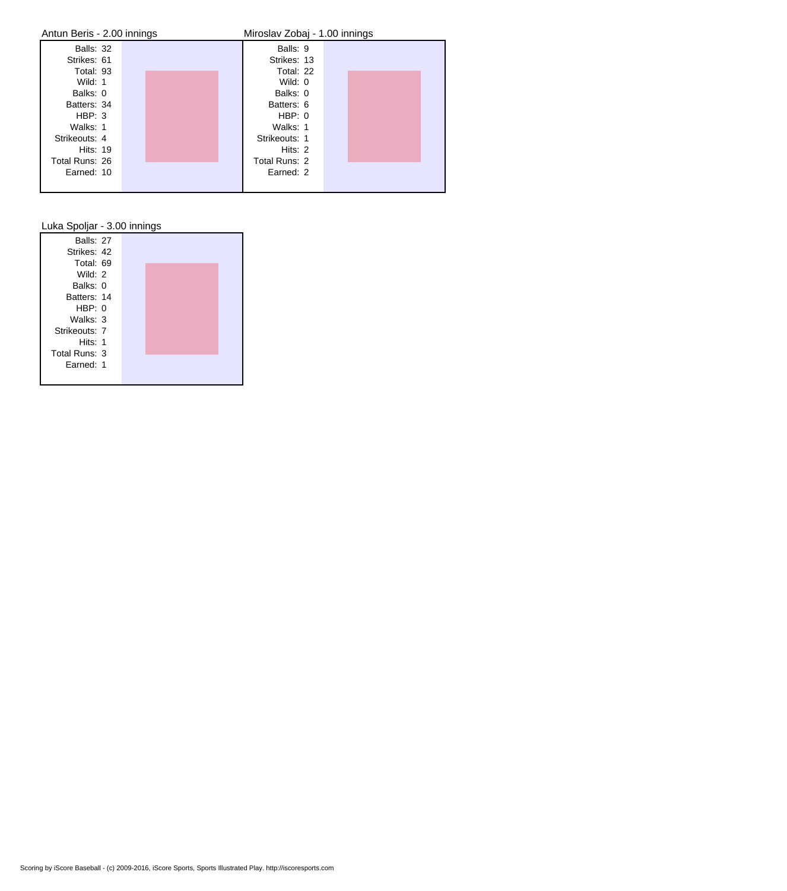### Antun Beris - 2.00 innings

| | |
|---|---|
| Balls: | 32 |
| Strikes: | 61 |
| Total: | 93 |
| Wild: | 1 |
| Balks: | 0 |
| Batters: | 34 |
| HBP: | 3 |
| Walks: | 1 |
| Strikeouts: | 4 |
| Hits: | 19 |
| Total Runs: | 26 |
| Earned: | 10 |

### Miroslav Zobaj - 1.00 innings

| | |
|---|---|
| Balls: | 9 |
| Strikes: | 13 |
| Total: | 22 |
| Wild: | 0 |
| Balks: | 0 |
| Batters: | 6 |
| HBP: | 0 |
| Walks: | 1 |
| Strikeouts: | 1 |
| Hits: | 2 |
| Total Runs: | 2 |
| Earned: | 2 |

### Luka Spoljar - 3.00 innings

| | |
|---|---|
| Balls: | 27 |
| Strikes: | 42 |
| Total: | 69 |
| Wild: | 2 |
| Balks: | 0 |
| Batters: | 14 |
| HBP: | 0 |
| Walks: | 3 |
| Strikeouts: | 7 |
| Hits: | 1 |
| Total Runs: | 3 |
| Earned: | 1 |

Scoring by iScore Baseball - (c) 2009-2016, iScore Sports, Sports Illustrated Play. http://iscoresports.com